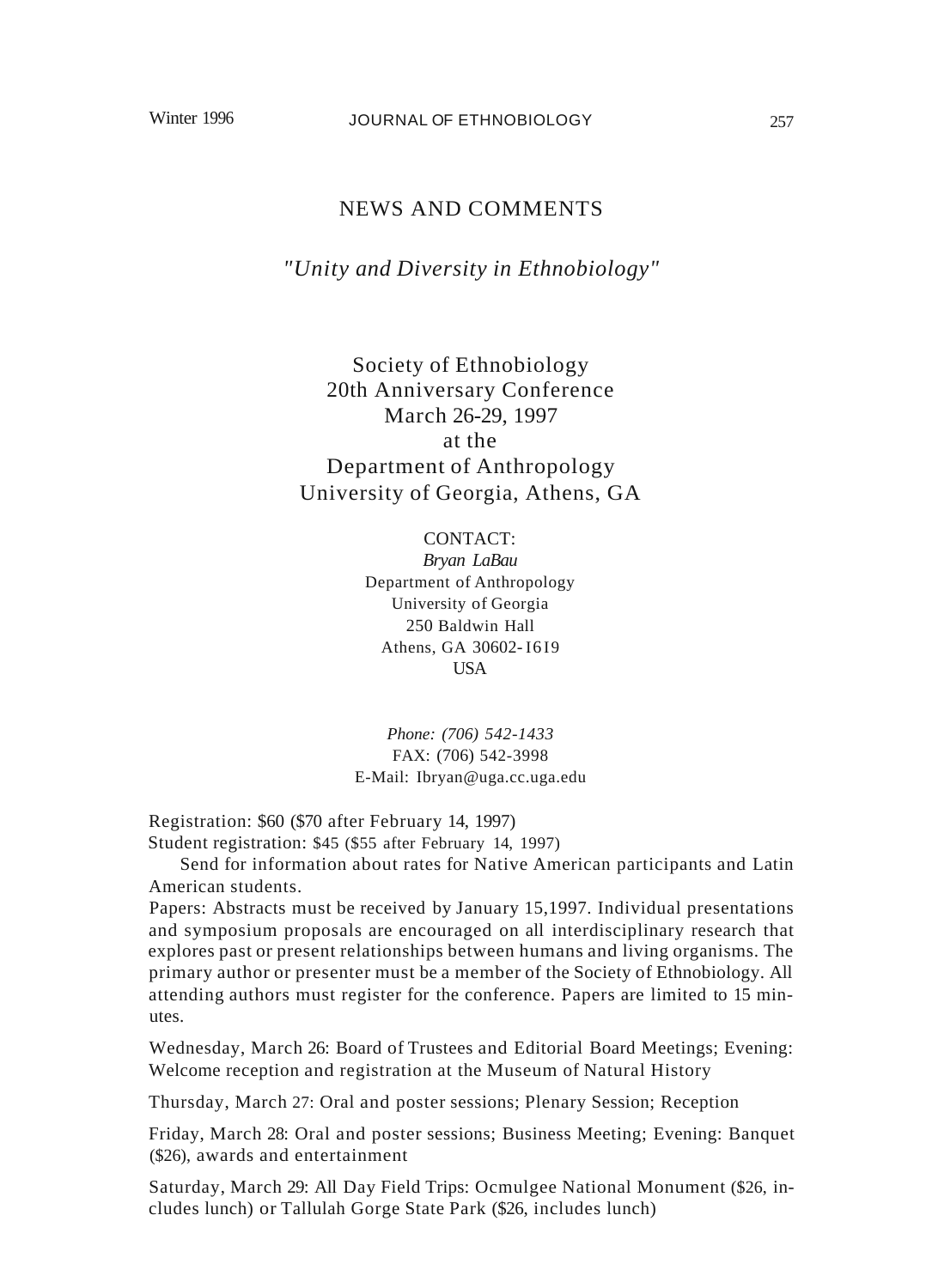# NEWS AND COMMENTS

## *"Unity and Diversity in Ethnobiology"*

Society of Ethnobiology
20th Anniversary Conference
March 26-29, 1997
at the
Department of Anthropology
University of Georgia, Athens, GA

CONTACT:
*Bryan LaBau*
Department of Anthropology
University of Georgia
250 Baldwin Hall
Athens, GA 30602-1619
USA

*Phone: (706) 542-1433*
FAX: (706) 542-3998
E-Mail: lbryan@uga.cc.uga.edu

Registration: $60 ($70 after February 14, 1997)
Student registration: $45 ($55 after February 14, 1997)

Send for information about rates for Native American participants and Latin American students.

Papers: Abstracts must be received by January 15,1997. Individual presentations and symposium proposals are encouraged on all interdisciplinary research that explores past or present relationships between humans and living organisms. The primary author or presenter must be a member of the Society of Ethnobiology. All attending authors must register for the conference. Papers are limited to 15 minutes.

Wednesday, March 26: Board of Trustees and Editorial Board Meetings; Evening: Welcome reception and registration at the Museum of Natural History

Thursday, March 27: Oral and poster sessions; Plenary Session; Reception

Friday, March 28: Oral and poster sessions; Business Meeting; Evening: Banquet ($26), awards and entertainment

Saturday, March 29: All Day Field Trips: Ocmulgee National Monument ($26, includes lunch) or Tallulah Gorge State Park ($26, includes lunch)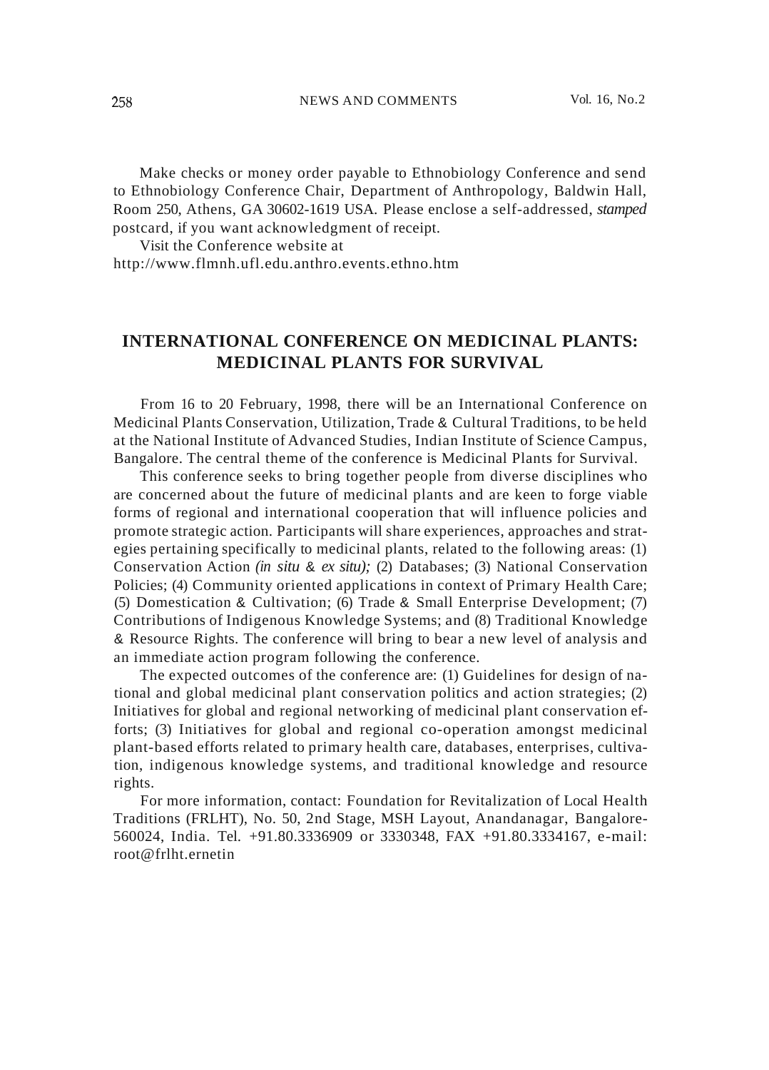Make checks or money order payable to Ethnobiology Conference and send to Ethnobiology Conference Chair, Department of Anthropology, Baldwin Hall, Room 250, Athens, GA 30602-1619 USA. Please enclose a self-addressed, *stamped* postcard, if you want acknowledgment of receipt.

Visit the Conference website at http://www.flmnh.ufl.edu.anthro.events.ethno.htm

## INTERNATIONAL CONFERENCE ON MEDICINAL PLANTS: MEDICINAL PLANTS FOR SURVIVAL

From 16 to 20 February, 1998, there will be an International Conference on Medicinal Plants Conservation, Utilization, Trade & Cultural Traditions, to be held at the National Institute of Advanced Studies, Indian Institute of Science Campus, Bangalore. The central theme of the conference is Medicinal Plants for Survival.

This conference seeks to bring together people from diverse disciplines who are concerned about the future of medicinal plants and are keen to forge viable forms of regional and international cooperation that will influence policies and promote strategic action. Participants will share experiences, approaches and strategies pertaining specifically to medicinal plants, related to the following areas: (1) Conservation Action *(in situ & ex situ);* (2) Databases; (3) National Conservation Policies; (4) Community oriented applications in context of Primary Health Care; (5) Domestication & Cultivation; (6) Trade & Small Enterprise Development; (7) Contributions of Indigenous Knowledge Systems; and (8) Traditional Knowledge & Resource Rights. The conference will bring to bear a new level of analysis and an immediate action program following the conference.

The expected outcomes of the conference are: (1) Guidelines for design of national and global medicinal plant conservation politics and action strategies; (2) Initiatives for global and regional networking of medicinal plant conservation efforts; (3) Initiatives for global and regional co-operation amongst medicinal plant-based efforts related to primary health care, databases, enterprises, cultivation, indigenous knowledge systems, and traditional knowledge and resource rights.

For more information, contact: Foundation for Revitalization of Local Health Traditions (FRLHT), No. 50, 2nd Stage, MSH Layout, Anandanagar, Bangalore-560024, India. Tel. +91.80.3336909 or 3330348, FAX +91.80.3334167, e-mail: root@frlht.ernetin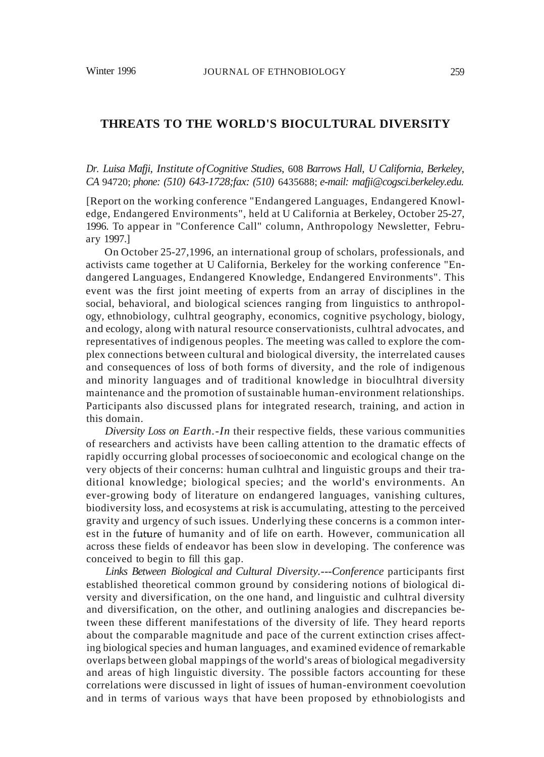## THREATS TO THE WORLD'S BIOCULTURAL DIVERSITY

*Dr. Luisa Mafji, Institute of Cognitive Studies,* 608 *Barrows Hall, U California, Berkeley, CA* 94720; *phone: (510) 643-1728;fax: (510)* 6435688; *e-mail: mafji@cogsci.berkeley.edu.*

[Report on the working conference "Endangered Languages, Endangered Knowledge, Endangered Environments", held at U California at Berkeley, October 25-27, 1996. To appear in "Conference Call" column, Anthropology Newsletter, February 1997.]

On October 25-27,1996, an international group of scholars, professionals, and activists came together at U California, Berkeley for the working conference "Endangered Languages, Endangered Knowledge, Endangered Environments". This event was the first joint meeting of experts from an array of disciplines in the social, behavioral, and biological sciences ranging from linguistics to anthropology, ethnobiology, culhtral geography, economics, cognitive psychology, biology, and ecology, along with natural resource conservationists, culhtral advocates, and representatives of indigenous peoples. The meeting was called to explore the complex connections between cultural and biological diversity, the interrelated causes and consequences of loss of both forms of diversity, and the role of indigenous and minority languages and of traditional knowledge in bioculhtral diversity maintenance and the promotion of sustainable human-environment relationships. Participants also discussed plans for integrated research, training, and action in this domain.

*Diversity Loss on Earth.-In* their respective fields, these various communities of researchers and activists have been calling attention to the dramatic effects of rapidly occurring global processes of socioeconomic and ecological change on the very objects of their concerns: human culhtral and linguistic groups and their traditional knowledge; biological species; and the world's environments. An ever-growing body of literature on endangered languages, vanishing cultures, biodiversity loss, and ecosystems at risk is accumulating, attesting to the perceived gravity and urgency of such issues. Underlying these concerns is a common interest in the future of humanity and of life on earth. However, communication all across these fields of endeavor has been slow in developing. The conference was conceived to begin to fill this gap.

*Links Between Biological and Cultural Diversity.---Conference* participants first established theoretical common ground by considering notions of biological diversity and diversification, on the one hand, and linguistic and culhtral diversity and diversification, on the other, and outlining analogies and discrepancies between these different manifestations of the diversity of life. They heard reports about the comparable magnitude and pace of the current extinction crises affecting biological species and human languages, and examined evidence of remarkable overlaps between global mappings of the world's areas of biological megadiversity and areas of high linguistic diversity. The possible factors accounting for these correlations were discussed in light of issues of human-environment coevolution and in terms of various ways that have been proposed by ethnobiologists and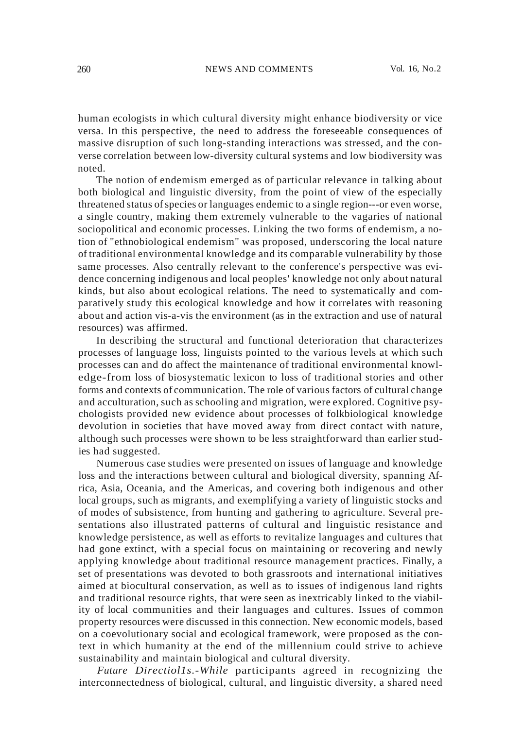human ecologists in which cultural diversity might enhance biodiversity or vice versa. In this perspective, the need to address the foreseeable consequences of massive disruption of such long-standing interactions was stressed, and the converse correlation between low-diversity cultural systems and low biodiversity was noted.

The notion of endemism emerged as of particular relevance in talking about both biological and linguistic diversity, from the point of view of the especially threatened status of species or languages endemic to a single region---or even worse, a single country, making them extremely vulnerable to the vagaries of national sociopolitical and economic processes. Linking the two forms of endemism, a notion of "ethnobiological endemism" was proposed, underscoring the local nature of traditional environmental knowledge and its comparable vulnerability by those same processes. Also centrally relevant to the conference's perspective was evidence concerning indigenous and local peoples' knowledge not only about natural kinds, but also about ecological relations. The need to systematically and comparatively study this ecological knowledge and how it correlates with reasoning about and action vis-a-vis the environment (as in the extraction and use of natural resources) was affirmed.

In describing the structural and functional deterioration that characterizes processes of language loss, linguists pointed to the various levels at which such processes can and do affect the maintenance of traditional environmental knowledge-from loss of biosystematic lexicon to loss of traditional stories and other forms and contexts of communication. The role of various factors of cultural change and acculturation, such as schooling and migration, were explored. Cognitive psychologists provided new evidence about processes of folkbiological knowledge devolution in societies that have moved away from direct contact with nature, although such processes were shown to be less straightforward than earlier studies had suggested.

Numerous case studies were presented on issues of language and knowledge loss and the interactions between cultural and biological diversity, spanning Africa, Asia, Oceania, and the Americas, and covering both indigenous and other local groups, such as migrants, and exemplifying a variety of linguistic stocks and of modes of subsistence, from hunting and gathering to agriculture. Several presentations also illustrated patterns of cultural and linguistic resistance and knowledge persistence, as well as efforts to revitalize languages and cultures that had gone extinct, with a special focus on maintaining or recovering and newly applying knowledge about traditional resource management practices. Finally, a set of presentations was devoted to both grassroots and international initiatives aimed at biocultural conservation, as well as to issues of indigenous land rights and traditional resource rights, that were seen as inextricably linked to the viability of local communities and their languages and cultures. Issues of common property resources were discussed in this connection. New economic models, based on a coevolutionary social and ecological framework, were proposed as the context in which humanity at the end of the millennium could strive to achieve sustainability and maintain biological and cultural diversity.

*Future Directions.*-While participants agreed in recognizing the interconnectedness of biological, cultural, and linguistic diversity, a shared need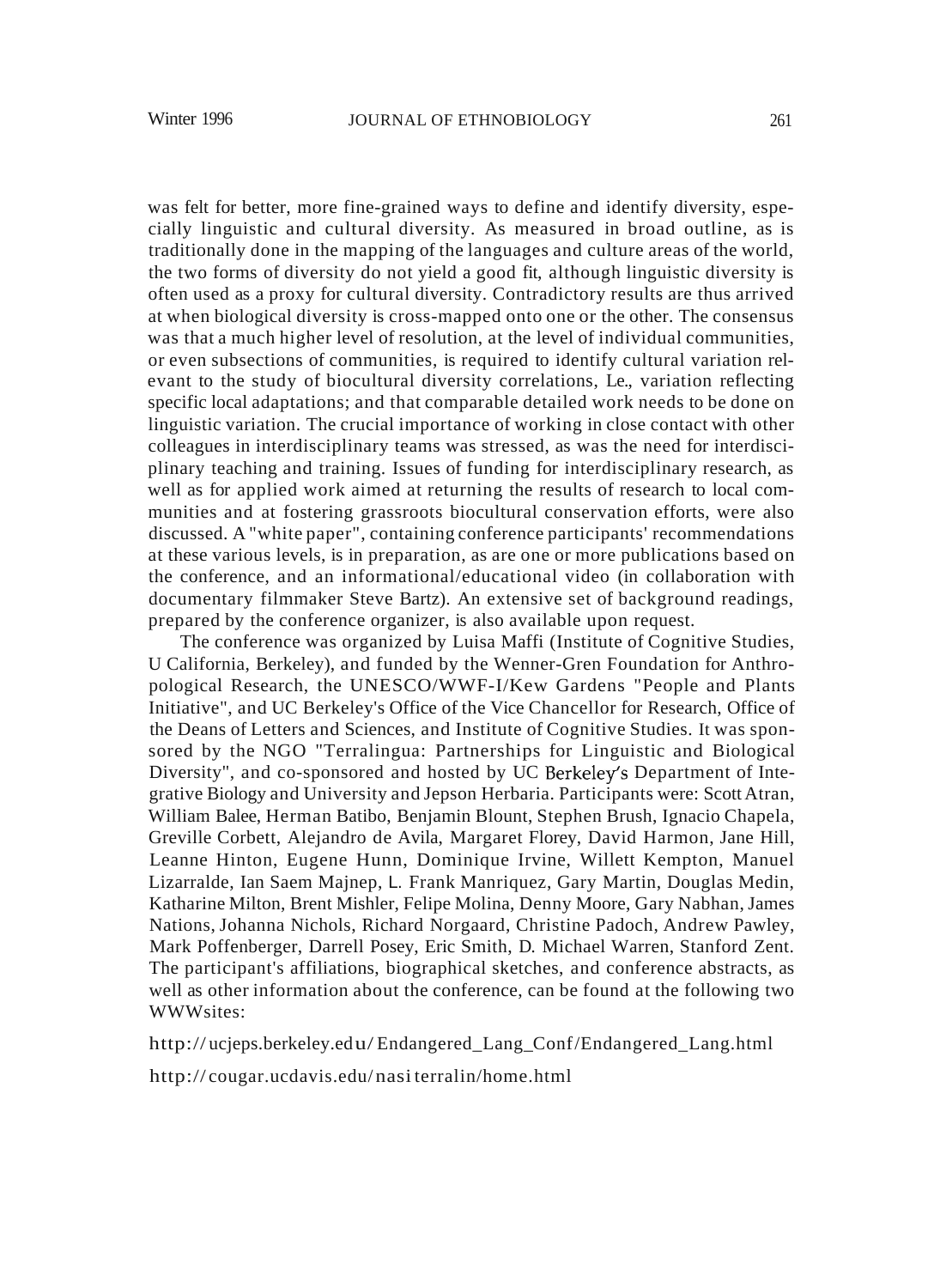was felt for better, more fine-grained ways to define and identify diversity, especially linguistic and cultural diversity. As measured in broad outline, as is traditionally done in the mapping of the languages and culture areas of the world, the two forms of diversity do not yield a good fit, although linguistic diversity is often used as a proxy for cultural diversity. Contradictory results are thus arrived at when biological diversity is cross-mapped onto one or the other. The consensus was that a much higher level of resolution, at the level of individual communities, or even subsections of communities, is required to identify cultural variation relevant to the study of biocultural diversity correlations, Le., variation reflecting specific local adaptations; and that comparable detailed work needs to be done on linguistic variation. The crucial importance of working in close contact with other colleagues in interdisciplinary teams was stressed, as was the need for interdisciplinary teaching and training. Issues of funding for interdisciplinary research, as well as for applied work aimed at returning the results of research to local communities and at fostering grassroots biocultural conservation efforts, were also discussed. A "white paper", containing conference participants' recommendations at these various levels, is in preparation, as are one or more publications based on the conference, and an informational/educational video (in collaboration with documentary filmmaker Steve Bartz). An extensive set of background readings, prepared by the conference organizer, is also available upon request.

The conference was organized by Luisa Maffi (Institute of Cognitive Studies, U California, Berkeley), and funded by the Wenner-Gren Foundation for Anthropological Research, the UNESCO/WWF-I/Kew Gardens "People and Plants Initiative", and UC Berkeley's Office of the Vice Chancellor for Research, Office of the Deans of Letters and Sciences, and Institute of Cognitive Studies. It was sponsored by the NGO "Terralingua: Partnerships for Linguistic and Biological Diversity", and co-sponsored and hosted by UC Berkeley's Department of Integrative Biology and University and Jepson Herbaria. Participants were: Scott Atran, William Balee, Herman Batibo, Benjamin Blount, Stephen Brush, Ignacio Chapela, Greville Corbett, Alejandro de Avila, Margaret Florey, David Harmon, Jane Hill, Leanne Hinton, Eugene Hunn, Dominique Irvine, Willett Kempton, Manuel Lizarralde, Ian Saem Majnep, L. Frank Manriquez, Gary Martin, Douglas Medin, Katharine Milton, Brent Mishler, Felipe Molina, Denny Moore, Gary Nabhan, James Nations, Johanna Nichols, Richard Norgaard, Christine Padoch, Andrew Pawley, Mark Poffenberger, Darrell Posey, Eric Smith, D. Michael Warren, Stanford Zent. The participant's affiliations, biographical sketches, and conference abstracts, as well as other information about the conference, can be found at the following two WWWsites:

http://ucjeps.berkeley.edu/Endangered_Lang_Conf/Endangered_Lang.html

http://cougar.ucdavis.edu/nasi terralin/home.html